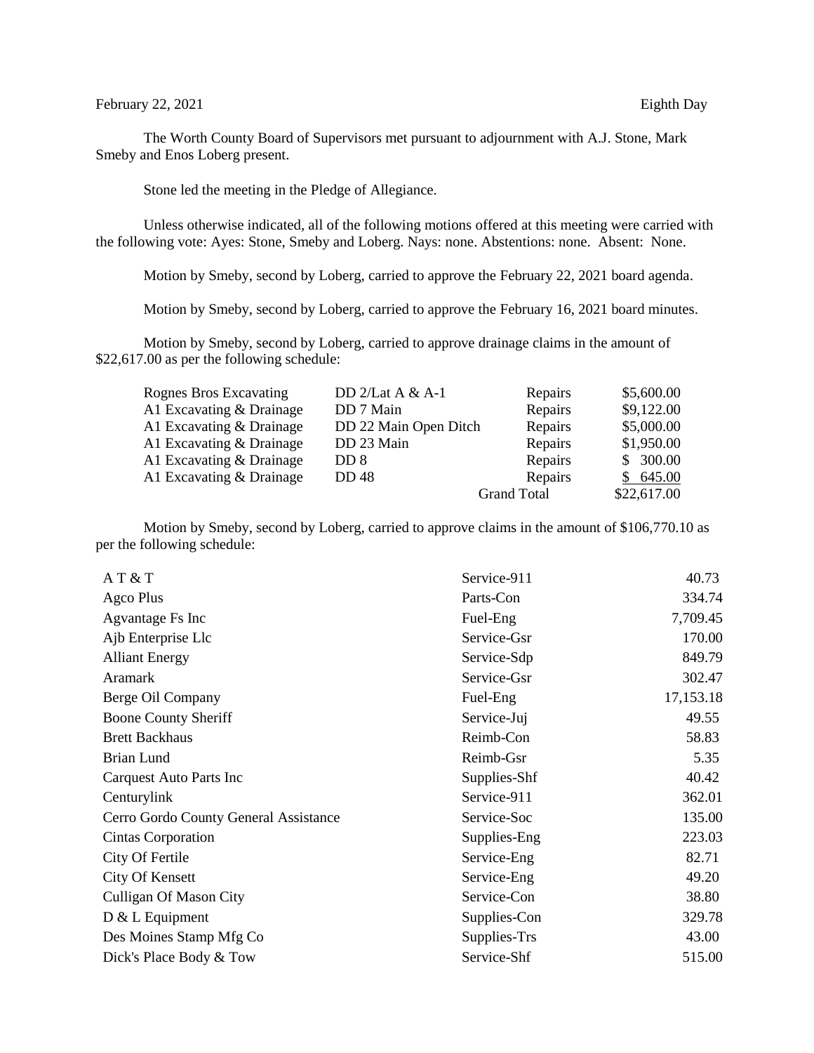February 22, 2021 Eighth Day

The Worth County Board of Supervisors met pursuant to adjournment with A.J. Stone, Mark Smeby and Enos Loberg present.

Stone led the meeting in the Pledge of Allegiance.

Unless otherwise indicated, all of the following motions offered at this meeting were carried with the following vote: Ayes: Stone, Smeby and Loberg. Nays: none. Abstentions: none. Absent: None.

Motion by Smeby, second by Loberg, carried to approve the February 22, 2021 board agenda.

Motion by Smeby, second by Loberg, carried to approve the February 16, 2021 board minutes.

Motion by Smeby, second by Loberg, carried to approve drainage claims in the amount of $22,617.00 as per the following schedule:

| | | | |
|---|---|---|---|
| Rognes Bros Excavating | DD 2/Lat A & A-1 | Repairs | $5,600.00 |
| A1 Excavating & Drainage | DD 7 Main | Repairs | $9,122.00 |
| A1 Excavating & Drainage | DD 22 Main Open Ditch | Repairs | $5,000.00 |
| A1 Excavating & Drainage | DD 23 Main | Repairs | $1,950.00 |
| A1 Excavating & Drainage | DD 8 | Repairs | $ 300.00 |
| A1 Excavating & Drainage | DD 48 | Repairs | $ 645.00 |
| | | Grand Total | $22,617.00 |

Motion by Smeby, second by Loberg, carried to approve claims in the amount of $106,770.10 as per the following schedule:

| | | |
|---|---|---|
| A T & T | Service-911 | 40.73 |
| Agco Plus | Parts-Con | 334.74 |
| Agvantage Fs Inc | Fuel-Eng | 7,709.45 |
| Ajb Enterprise Llc | Service-Gsr | 170.00 |
| Alliant Energy | Service-Sdp | 849.79 |
| Aramark | Service-Gsr | 302.47 |
| Berge Oil Company | Fuel-Eng | 17,153.18 |
| Boone County Sheriff | Service-Juj | 49.55 |
| Brett Backhaus | Reimb-Con | 58.83 |
| Brian Lund | Reimb-Gsr | 5.35 |
| Carquest Auto Parts Inc | Supplies-Shf | 40.42 |
| Centurylink | Service-911 | 362.01 |
| Cerro Gordo County General Assistance | Service-Soc | 135.00 |
| Cintas Corporation | Supplies-Eng | 223.03 |
| City Of Fertile | Service-Eng | 82.71 |
| City Of Kensett | Service-Eng | 49.20 |
| Culligan Of Mason City | Service-Con | 38.80 |
| D & L Equipment | Supplies-Con | 329.78 |
| Des Moines Stamp Mfg Co | Supplies-Trs | 43.00 |
| Dick's Place Body & Tow | Service-Shf | 515.00 |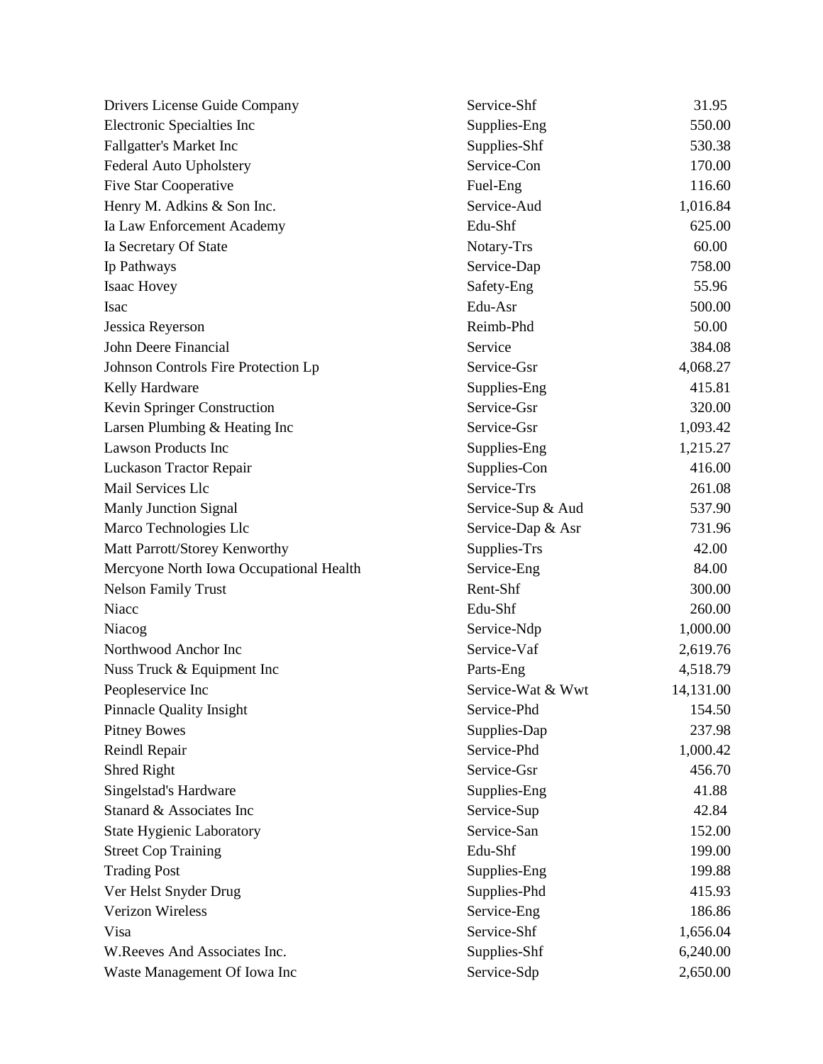| | | |
|---|---|---|
| Drivers License Guide Company | Service-Shf | 31.95 |
| Electronic Specialties Inc | Supplies-Eng | 550.00 |
| Fallgatter's Market Inc | Supplies-Shf | 530.38 |
| Federal Auto Upholstery | Service-Con | 170.00 |
| Five Star Cooperative | Fuel-Eng | 116.60 |
| Henry M. Adkins & Son Inc. | Service-Aud | 1,016.84 |
| Ia Law Enforcement Academy | Edu-Shf | 625.00 |
| Ia Secretary Of State | Notary-Trs | 60.00 |
| Ip Pathways | Service-Dap | 758.00 |
| Isaac Hovey | Safety-Eng | 55.96 |
| Isac | Edu-Asr | 500.00 |
| Jessica Reyerson | Reimb-Phd | 50.00 |
| John Deere Financial | Service | 384.08 |
| Johnson Controls Fire Protection Lp | Service-Gsr | 4,068.27 |
| Kelly Hardware | Supplies-Eng | 415.81 |
| Kevin Springer Construction | Service-Gsr | 320.00 |
| Larsen Plumbing & Heating Inc | Service-Gsr | 1,093.42 |
| Lawson Products Inc | Supplies-Eng | 1,215.27 |
| Luckason Tractor Repair | Supplies-Con | 416.00 |
| Mail Services Llc | Service-Trs | 261.08 |
| Manly Junction Signal | Service-Sup & Aud | 537.90 |
| Marco Technologies Llc | Service-Dap & Asr | 731.96 |
| Matt Parrott/Storey Kenworthy | Supplies-Trs | 42.00 |
| Mercyone North Iowa Occupational Health | Service-Eng | 84.00 |
| Nelson Family Trust | Rent-Shf | 300.00 |
| Niacc | Edu-Shf | 260.00 |
| Niacog | Service-Ndp | 1,000.00 |
| Northwood Anchor Inc | Service-Vaf | 2,619.76 |
| Nuss Truck & Equipment Inc | Parts-Eng | 4,518.79 |
| Peopleservice Inc | Service-Wat & Wwt | 14,131.00 |
| Pinnacle Quality Insight | Service-Phd | 154.50 |
| Pitney Bowes | Supplies-Dap | 237.98 |
| Reindl Repair | Service-Phd | 1,000.42 |
| Shred Right | Service-Gsr | 456.70 |
| Singelstad's Hardware | Supplies-Eng | 41.88 |
| Stanard & Associates Inc | Service-Sup | 42.84 |
| State Hygienic Laboratory | Service-San | 152.00 |
| Street Cop Training | Edu-Shf | 199.00 |
| Trading Post | Supplies-Eng | 199.88 |
| Ver Helst Snyder Drug | Supplies-Phd | 415.93 |
| Verizon Wireless | Service-Eng | 186.86 |
| Visa | Service-Shf | 1,656.04 |
| W.Reeves And Associates Inc. | Supplies-Shf | 6,240.00 |
| Waste Management Of Iowa Inc | Service-Sdp | 2,650.00 |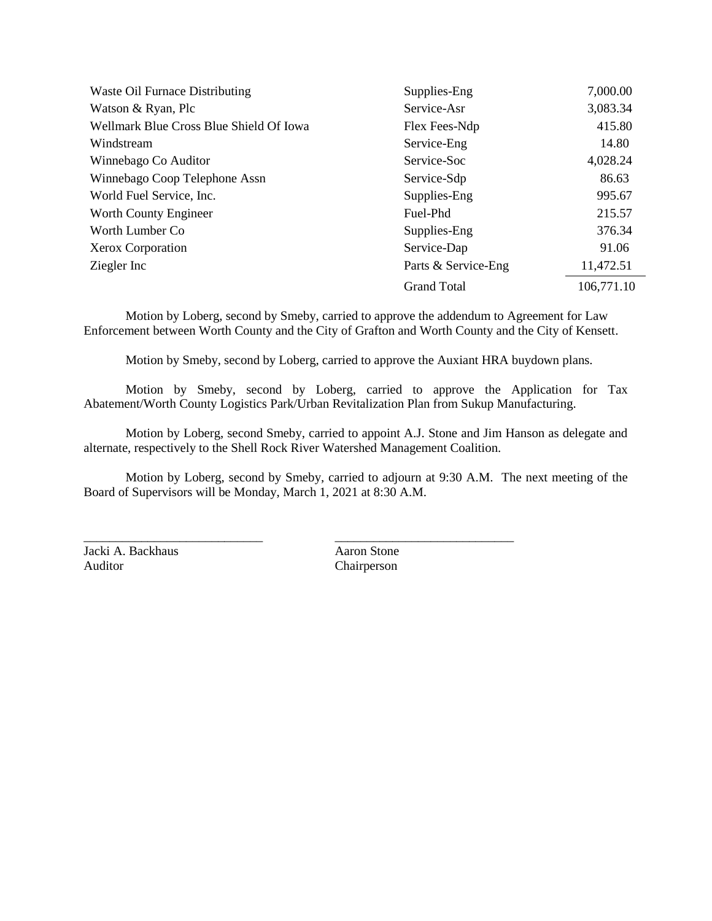| | | |
|---|---|---|
| Waste Oil Furnace Distributing | Supplies-Eng | 7,000.00 |
| Watson & Ryan, Plc | Service-Asr | 3,083.34 |
| Wellmark Blue Cross Blue Shield Of Iowa | Flex Fees-Ndp | 415.80 |
| Windstream | Service-Eng | 14.80 |
| Winnebago Co Auditor | Service-Soc | 4,028.24 |
| Winnebago Coop Telephone Assn | Service-Sdp | 86.63 |
| World Fuel Service, Inc. | Supplies-Eng | 995.67 |
| Worth County Engineer | Fuel-Phd | 215.57 |
| Worth Lumber Co | Supplies-Eng | 376.34 |
| Xerox Corporation | Service-Dap | 91.06 |
| Ziegler Inc | Parts & Service-Eng | 11,472.51 |
| | Grand Total | 106,771.10 |

Motion by Loberg, second by Smeby, carried to approve the addendum to Agreement for Law Enforcement between Worth County and the City of Grafton and Worth County and the City of Kensett.

Motion by Smeby, second by Loberg, carried to approve the Auxiant HRA buydown plans.

Motion by Smeby, second by Loberg, carried to approve the Application for Tax Abatement/Worth County Logistics Park/Urban Revitalization Plan from Sukup Manufacturing.

Motion by Loberg, second Smeby, carried to appoint A.J. Stone and Jim Hanson as delegate and alternate, respectively to the Shell Rock River Watershed Management Coalition.

Motion by Loberg, second by Smeby, carried to adjourn at 9:30 A.M. The next meeting of the Board of Supervisors will be Monday, March 1, 2021 at 8:30 A.M.

\_\_\_\_\_\_\_\_\_\_\_\_\_\_\_\_\_\_\_\_\_\_\_\_\_\_\_\_
Jacki A. Backhaus
Auditor

\_\_\_\_\_\_\_\_\_\_\_\_\_\_\_\_\_\_\_\_\_\_\_\_\_\_\_\_
Aaron Stone
Chairperson